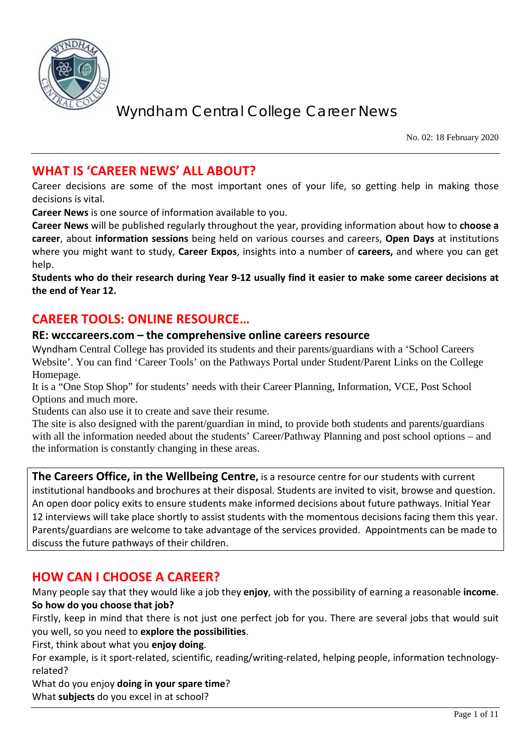# Wyndham Central College Career News

No. 02: 18 February 2020

## WHAT IS 'CAREER NEWS' ALL ABOUT?

Career decisions are some of the most important ones of your life, so getting help in making those decisions is vital.

**Career News** is one source of information available to you.

**Career News** will be published regularly throughout the year, providing information about how to **choose a career**, about **information sessions** being held on various courses and careers, **Open Days** at institutions where you might want to study, **Career Expos**, insights into a number of **careers,** and where you can get help.

**Students who do their research during Year 9-12 usually find it easier to make some career decisions at the end of Year 12.**

## CAREER TOOLS: ONLINE RESOURCE…

### RE: wcccareers.com – the comprehensive online careers resource

Wyndham Central College has provided its students and their parents/guardians with a 'School Careers Website'. You can find 'Career Tools' on the Pathways Portal under Student/Parent Links on the College Homepage.

It is a "One Stop Shop" for students' needs with their Career Planning, Information, VCE, Post School Options and much more.

Students can also use it to create and save their resume.

The site is also designed with the parent/guardian in mind, to provide both students and parents/guardians with all the information needed about the students' Career/Pathway Planning and post school options – and the information is constantly changing in these areas.

**The Careers Office, in the Wellbeing Centre,** is a resource centre for our students with current institutional handbooks and brochures at their disposal. Students are invited to visit, browse and question. An open door policy exits to ensure students make informed decisions about future pathways. Initial Year 12 interviews will take place shortly to assist students with the momentous decisions facing them this year. Parents/guardians are welcome to take advantage of the services provided. Appointments can be made to discuss the future pathways of their children.

## HOW CAN I CHOOSE A CAREER?

Many people say that they would like a job they **enjoy**, with the possibility of earning a reasonable **income**.

**So how do you choose that job?**

Firstly, keep in mind that there is not just one perfect job for you. There are several jobs that would suit you well, so you need to **explore the possibilities**.

First, think about what you **enjoy doing**.

For example, is it sport-related, scientific, reading/writing-related, helping people, information technology-related?

What do you enjoy **doing in your spare time**?

What **subjects** do you excel in at school?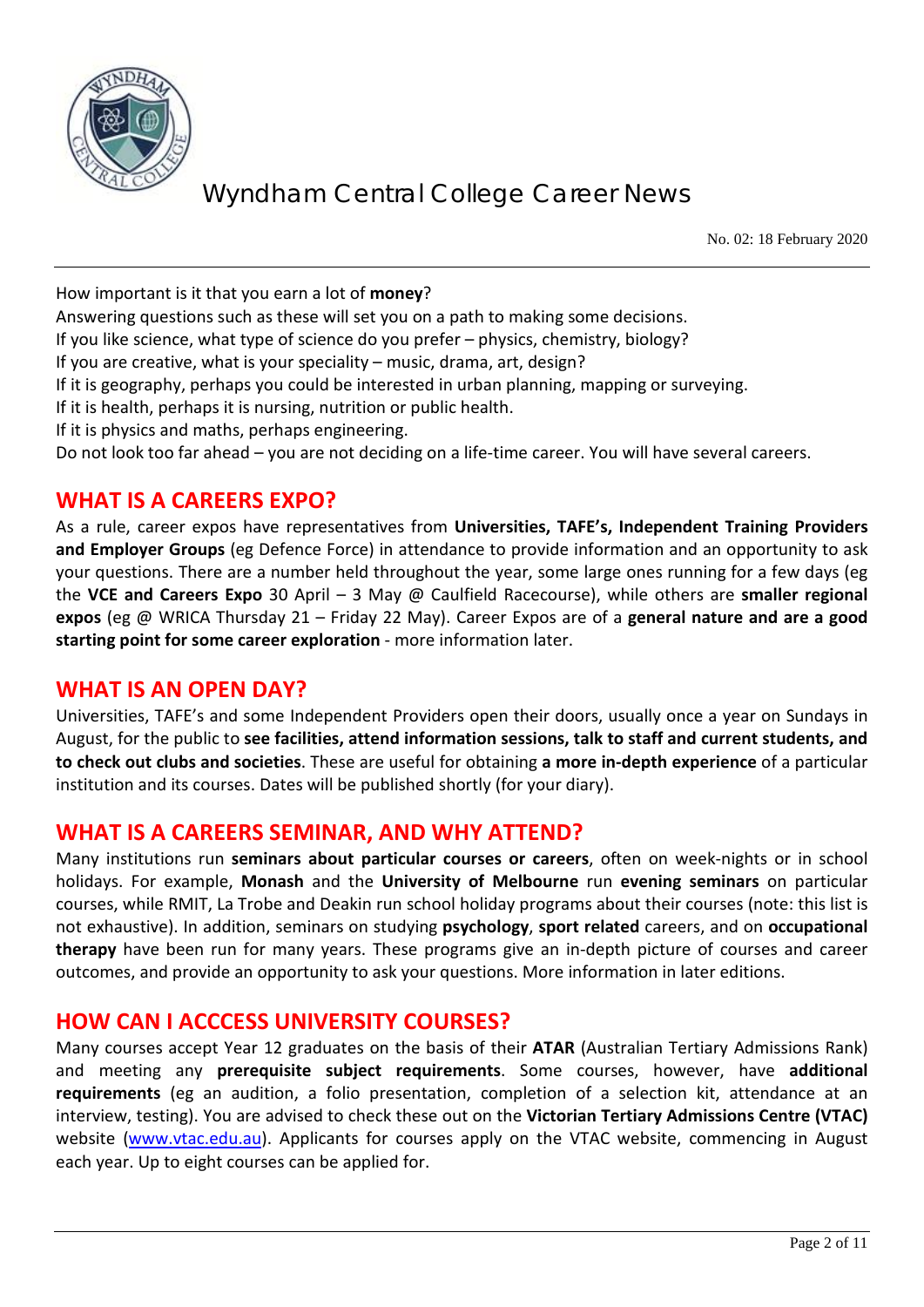How important is it that you earn a lot of **money**?
Answering questions such as these will set you on a path to making some decisions.
If you like science, what type of science do you prefer – physics, chemistry, biology?
If you are creative, what is your speciality – music, drama, art, design?
If it is geography, perhaps you could be interested in urban planning, mapping or surveying.
If it is health, perhaps it is nursing, nutrition or public health.
If it is physics and maths, perhaps engineering.
Do not look too far ahead – you are not deciding on a life-time career. You will have several careers.

## WHAT IS A CAREERS EXPO?

As a rule, career expos have representatives from **Universities, TAFE's, Independent Training Providers and Employer Groups** (eg Defence Force) in attendance to provide information and an opportunity to ask your questions. There are a number held throughout the year, some large ones running for a few days (eg the **VCE and Careers Expo** 30 April – 3 May @ Caulfield Racecourse), while others are **smaller regional expos** (eg @ WRICA Thursday 21 – Friday 22 May). Career Expos are of a **general nature and are a good starting point for some career exploration** - more information later.

## WHAT IS AN OPEN DAY?

Universities, TAFE's and some Independent Providers open their doors, usually once a year on Sundays in August, for the public to **see facilities, attend information sessions, talk to staff and current students, and to check out clubs and societies**. These are useful for obtaining **a more in-depth experience** of a particular institution and its courses. Dates will be published shortly (for your diary).

## WHAT IS A CAREERS SEMINAR, AND WHY ATTEND?

Many institutions run **seminars about particular courses or careers**, often on week-nights or in school holidays. For example, **Monash** and the **University of Melbourne** run **evening seminars** on particular courses, while RMIT, La Trobe and Deakin run school holiday programs about their courses (note: this list is not exhaustive). In addition, seminars on studying **psychology**, **sport related** careers, and on **occupational therapy** have been run for many years. These programs give an in-depth picture of courses and career outcomes, and provide an opportunity to ask your questions. More information in later editions.

## HOW CAN I ACCCESS UNIVERSITY COURSES?

Many courses accept Year 12 graduates on the basis of their **ATAR** (Australian Tertiary Admissions Rank) and meeting any **prerequisite subject requirements**. Some courses, however, have **additional requirements** (eg an audition, a folio presentation, completion of a selection kit, attendance at an interview, testing). You are advised to check these out on the **Victorian Tertiary Admissions Centre (VTAC)** website ([www.vtac.edu.au](http://www.vtac.edu.au)). Applicants for courses apply on the VTAC website, commencing in August each year. Up to eight courses can be applied for.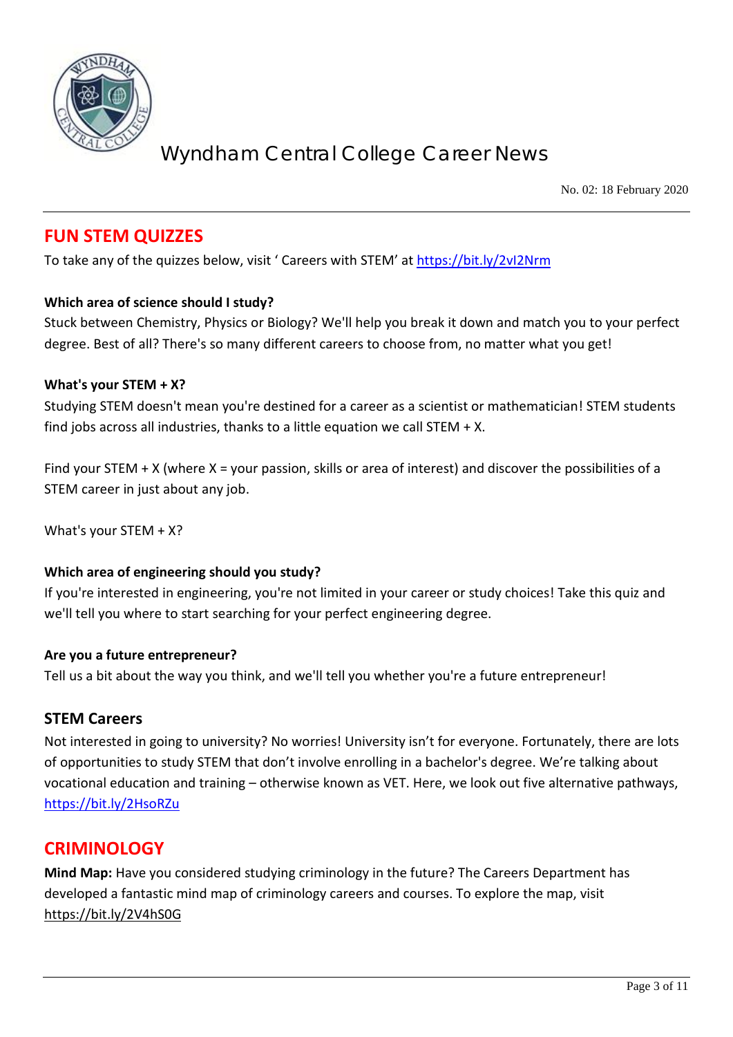## FUN STEM QUIZZES

To take any of the quizzes below, visit ' Careers with STEM' at https://bit.ly/2vI2Nrm

**Which area of science should I study?**

Stuck between Chemistry, Physics or Biology? We'll help you break it down and match you to your perfect degree. Best of all? There's so many different careers to choose from, no matter what you get!

**What's your STEM + X?**

Studying STEM doesn't mean you're destined for a career as a scientist or mathematician! STEM students find jobs across all industries, thanks to a little equation we call STEM + X.

Find your STEM + X (where X = your passion, skills or area of interest) and discover the possibilities of a STEM career in just about any job.

What's your STEM + X?

**Which area of engineering should you study?**

If you're interested in engineering, you're not limited in your career or study choices! Take this quiz and we'll tell you where to start searching for your perfect engineering degree.

**Are you a future entrepreneur?**

Tell us a bit about the way you think, and we'll tell you whether you're a future entrepreneur!

### STEM Careers

Not interested in going to university? No worries! University isn't for everyone. Fortunately, there are lots of opportunities to study STEM that don't involve enrolling in a bachelor's degree. We're talking about vocational education and training – otherwise known as VET. Here, we look out five alternative pathways, https://bit.ly/2HsoRZu

## CRIMINOLOGY

**Mind Map:** Have you considered studying criminology in the future? The Careers Department has developed a fantastic mind map of criminology careers and courses. To explore the map, visit https://bit.ly/2V4hS0G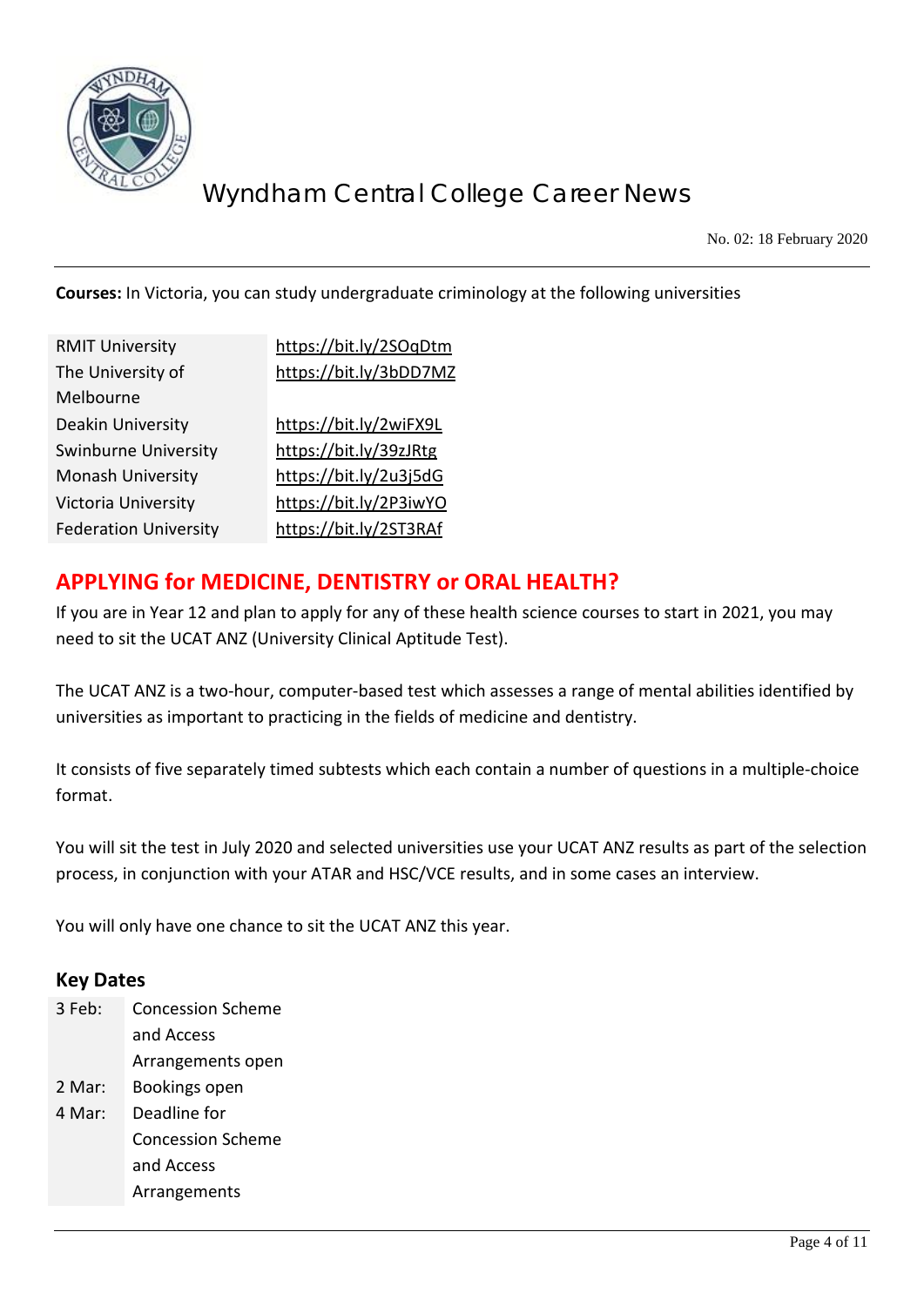**Courses:** In Victoria, you can study undergraduate criminology at the following universities

| | |
|---|---|
| RMIT University | https://bit.ly/2SOqDtm |
| The University of Melbourne | https://bit.ly/3bDD7MZ |
| Deakin University | https://bit.ly/2wiFX9L |
| Swinburne University | https://bit.ly/39zJRtg |
| Monash University | https://bit.ly/2u3j5dG |
| Victoria University | https://bit.ly/2P3iwYO |
| Federation University | https://bit.ly/2ST3RAf |

## APPLYING for MEDICINE, DENTISTRY or ORAL HEALTH?

If you are in Year 12 and plan to apply for any of these health science courses to start in 2021, you may need to sit the UCAT ANZ (University Clinical Aptitude Test).

The UCAT ANZ is a two-hour, computer-based test which assesses a range of mental abilities identified by universities as important to practicing in the fields of medicine and dentistry.

It consists of five separately timed subtests which each contain a number of questions in a multiple-choice format.

You will sit the test in July 2020 and selected universities use your UCAT ANZ results as part of the selection process, in conjunction with your ATAR and HSC/VCE results, and in some cases an interview.

You will only have one chance to sit the UCAT ANZ this year.

### Key Dates

| | |
|---|---|
| 3 Feb: | Concession Scheme and Access Arrangements open |
| 2 Mar: | Bookings open |
| 4 Mar: | Deadline for Concession Scheme and Access Arrangements |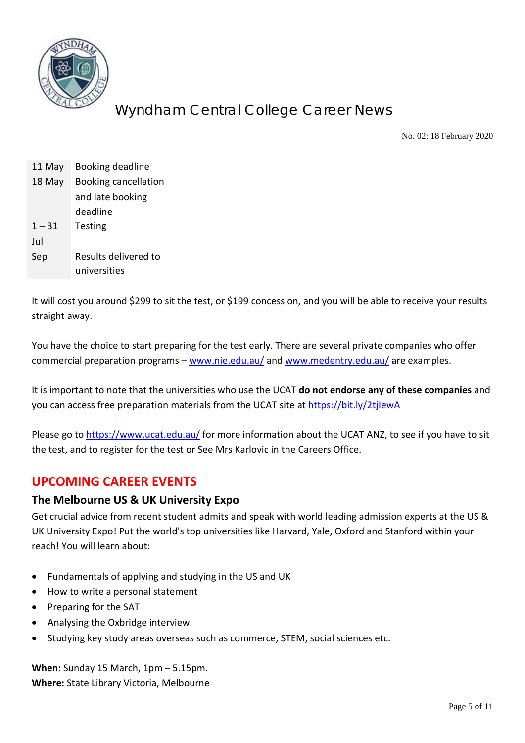| | |
|---|---|
| 11 May | Booking deadline |
| 18 May | Booking cancellation and late booking deadline |
| 1 – 31 Jul | Testing |
| Sep | Results delivered to universities |

It will cost you around $299 to sit the test, or $199 concession, and you will be able to receive your results straight away.

You have the choice to start preparing for the test early. There are several private companies who offer commercial preparation programs – [www.nie.edu.au/](www.nie.edu.au/) and [www.medentry.edu.au/](www.medentry.edu.au/) are examples.

It is important to note that the universities who use the UCAT **do not endorse any of these companies** and you can access free preparation materials from the UCAT site at [https://bit.ly/2tjlewA](https://bit.ly/2tjlewA)

Please go to [https://www.ucat.edu.au/](https://www.ucat.edu.au/) for more information about the UCAT ANZ, to see if you have to sit the test, and to register for the test or See Mrs Karlovic in the Careers Office.

## UPCOMING CAREER EVENTS

### The Melbourne US & UK University Expo

Get crucial advice from recent student admits and speak with world leading admission experts at the US & UK University Expo! Put the world's top universities like Harvard, Yale, Oxford and Stanford within your reach! You will learn about:

- Fundamentals of applying and studying in the US and UK
- How to write a personal statement
- Preparing for the SAT
- Analysing the Oxbridge interview
- Studying key study areas overseas such as commerce, STEM, social sciences etc.

**When:** Sunday 15 March, 1pm – 5.15pm.
**Where:** State Library Victoria, Melbourne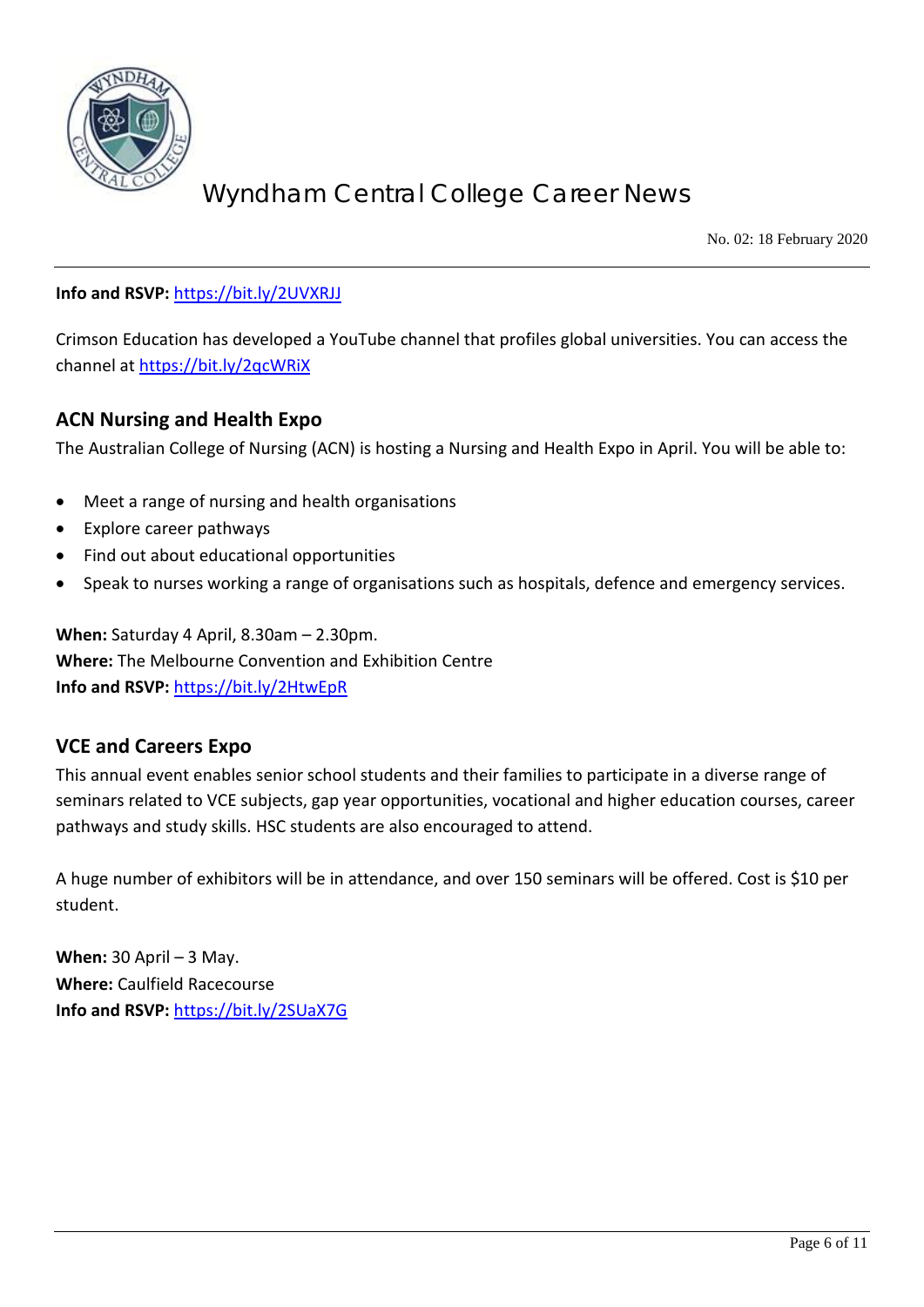**Info and RSVP:** https://bit.ly/2UVXRJJ

Crimson Education has developed a YouTube channel that profiles global universities. You can access the channel at https://bit.ly/2qcWRiX

## ACN Nursing and Health Expo

The Australian College of Nursing (ACN) is hosting a Nursing and Health Expo in April. You will be able to:

- Meet a range of nursing and health organisations
- Explore career pathways
- Find out about educational opportunities
- Speak to nurses working a range of organisations such as hospitals, defence and emergency services.

**When:** Saturday 4 April, 8.30am – 2.30pm.
**Where:** The Melbourne Convention and Exhibition Centre
**Info and RSVP:** https://bit.ly/2HtwEpR

## VCE and Careers Expo

This annual event enables senior school students and their families to participate in a diverse range of seminars related to VCE subjects, gap year opportunities, vocational and higher education courses, career pathways and study skills. HSC students are also encouraged to attend.

A huge number of exhibitors will be in attendance, and over 150 seminars will be offered. Cost is $10 per student.

**When:** 30 April – 3 May.
**Where:** Caulfield Racecourse
**Info and RSVP:** https://bit.ly/2SUaX7G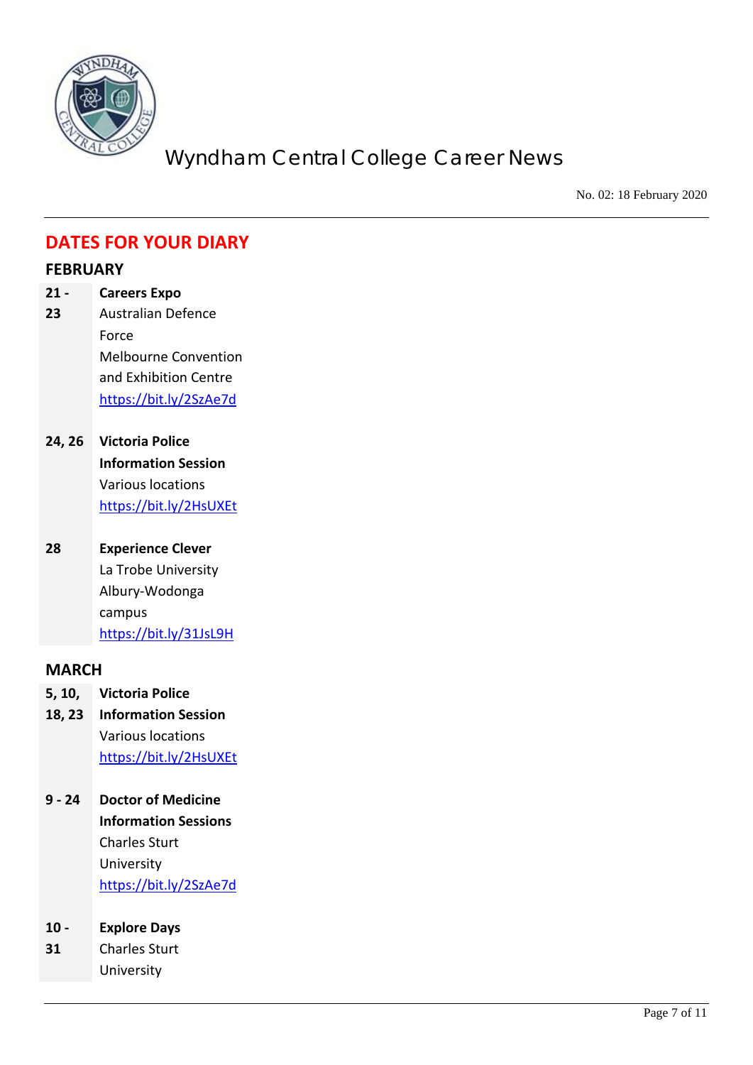## DATES FOR YOUR DIARY

### FEBRUARY

| | |
|---|---|
| **21 - 23** | **Careers Expo**<br>Australian Defence Force<br>Melbourne Convention and Exhibition Centre<br>https://bit.ly/2SzAe7d |
| **24, 26** | **Victoria Police Information Session**<br>Various locations<br>https://bit.ly/2HsUXEt |
| **28** | **Experience Clever**<br>La Trobe University Albury-Wodonga campus<br>https://bit.ly/31JsL9H |

### MARCH

| | |
|---|---|
| **5, 10, 18, 23** | **Victoria Police Information Session**<br>Various locations<br>https://bit.ly/2HsUXEt |
| **9 - 24** | **Doctor of Medicine Information Sessions**<br>Charles Sturt University<br>https://bit.ly/2SzAe7d |
| **10 - 31** | **Explore Days**<br>Charles Sturt University |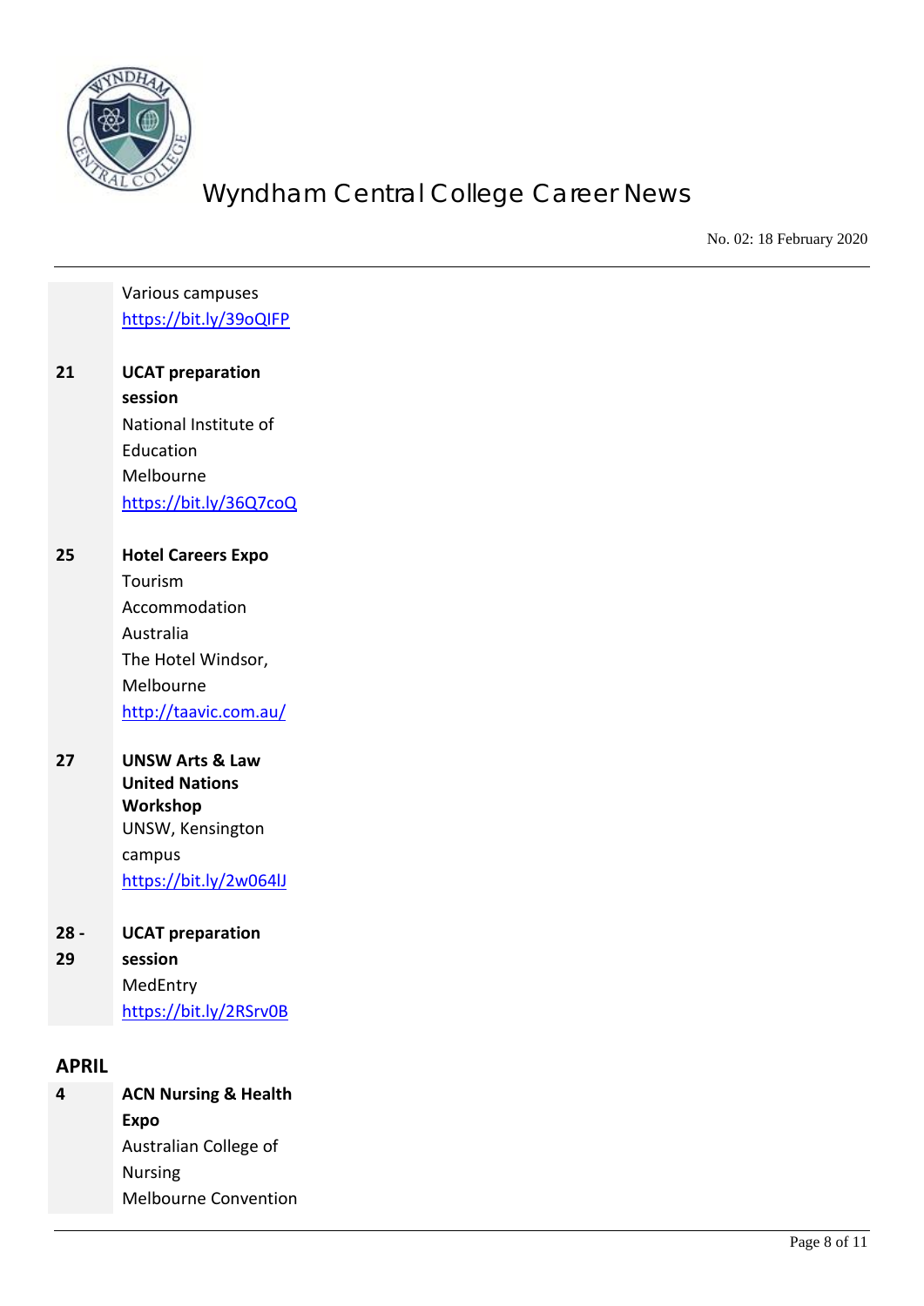| | |
|---|---|
| | Various campuses<br>https://bit.ly/39oQIFP |
| **21** | **UCAT preparation session**<br>National Institute of Education<br>Melbourne<br>https://bit.ly/36Q7coQ |
| **25** | **Hotel Careers Expo**<br>Tourism Accommodation Australia<br>The Hotel Windsor, Melbourne<br>http://taavic.com.au/ |
| **27** | **UNSW Arts & Law United Nations Workshop**<br>UNSW, Kensington campus<br>https://bit.ly/2w064lJ |
| **28 - 29** | **UCAT preparation session**<br>MedEntry<br>https://bit.ly/2RSrv0B |

## APRIL

| | |
|---|---|
| **4** | **ACN Nursing & Health Expo**<br>Australian College of Nursing<br>Melbourne Convention |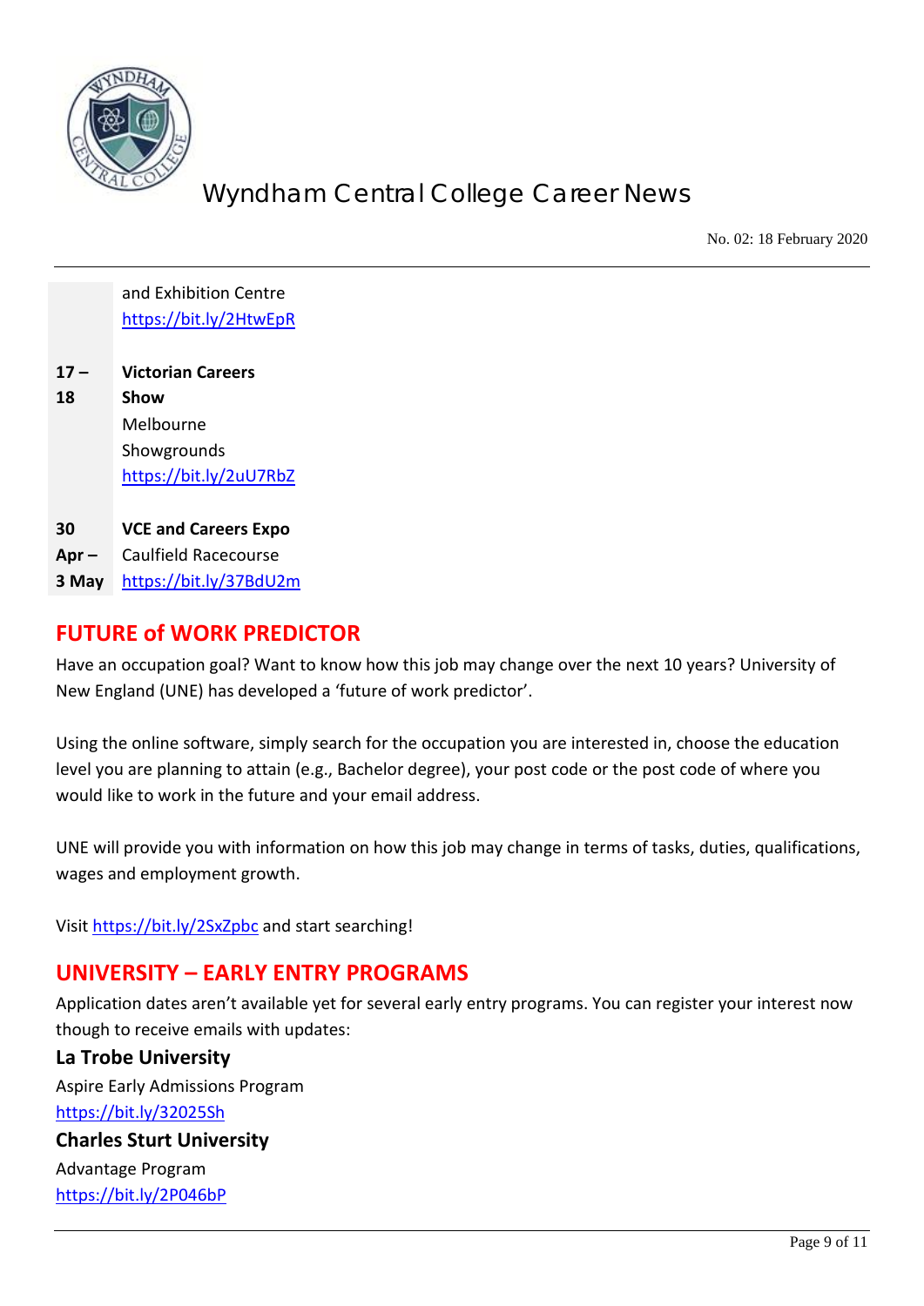| | |
|---|---|
| | and Exhibition Centre https://bit.ly/2HtwEpR |
| **17 – 18** | **Victorian Careers Show** Melbourne Showgrounds https://bit.ly/2uU7RbZ |
| **30 Apr – 3 May** | **VCE and Careers Expo** Caulfield Racecourse https://bit.ly/37BdU2m |

## FUTURE of WORK PREDICTOR

Have an occupation goal? Want to know how this job may change over the next 10 years? University of New England (UNE) has developed a 'future of work predictor'.

Using the online software, simply search for the occupation you are interested in, choose the education level you are planning to attain (e.g., Bachelor degree), your post code or the post code of where you would like to work in the future and your email address.

UNE will provide you with information on how this job may change in terms of tasks, duties, qualifications, wages and employment growth.

Visit https://bit.ly/2SxZpbc and start searching!

## UNIVERSITY – EARLY ENTRY PROGRAMS

Application dates aren't available yet for several early entry programs. You can register your interest now though to receive emails with updates:

### La Trobe University

Aspire Early Admissions Program
https://bit.ly/32025Sh

### Charles Sturt University

Advantage Program
https://bit.ly/2P046bP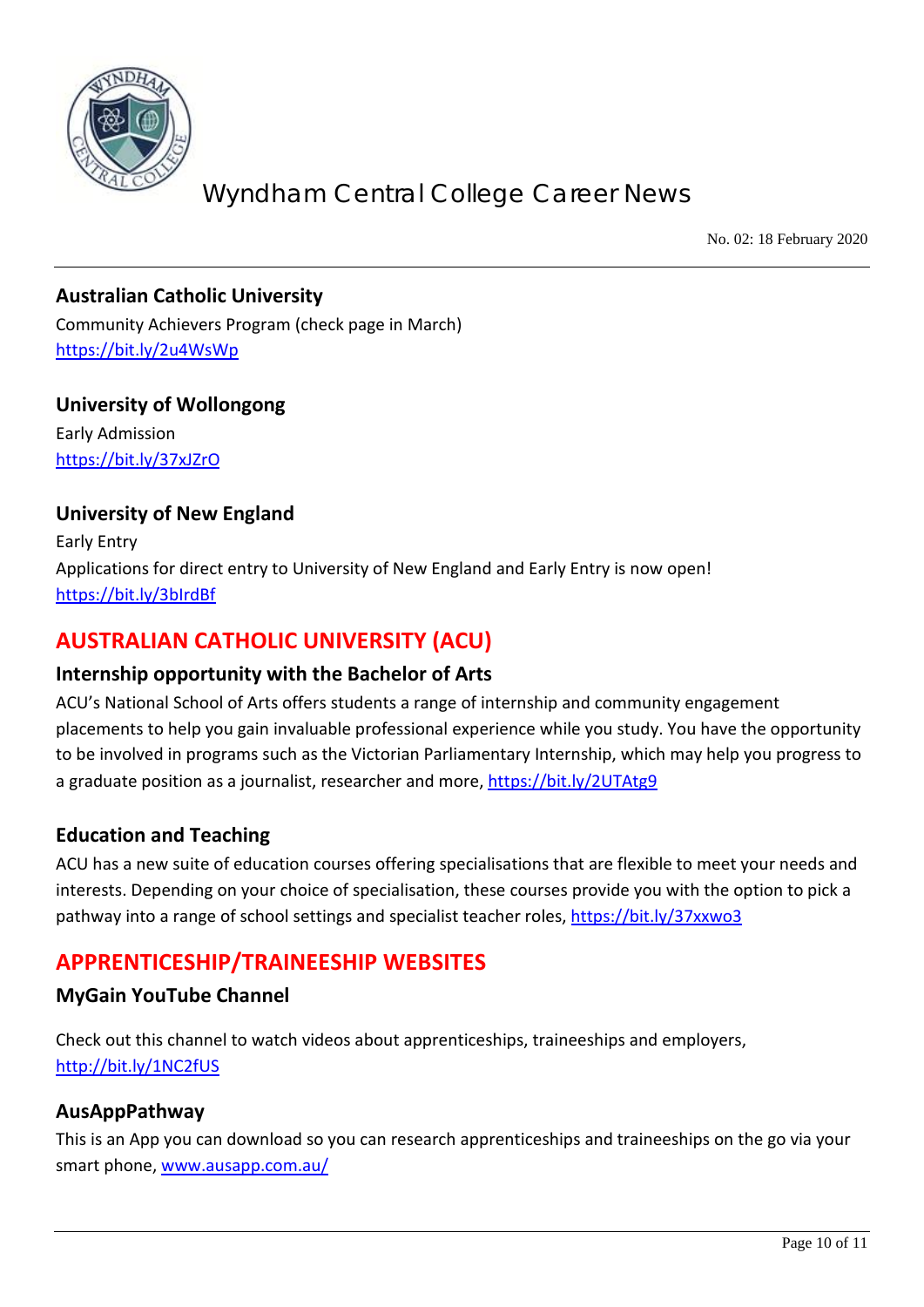### Australian Catholic University

Community Achievers Program (check page in March)
https://bit.ly/2u4WsWp

### University of Wollongong

Early Admission
https://bit.ly/37xJZrO

### University of New England

Early Entry
Applications for direct entry to University of New England and Early Entry is now open!
https://bit.ly/3bIrdBf

## AUSTRALIAN CATHOLIC UNIVERSITY (ACU)

### Internship opportunity with the Bachelor of Arts

ACU's National School of Arts offers students a range of internship and community engagement placements to help you gain invaluable professional experience while you study. You have the opportunity to be involved in programs such as the Victorian Parliamentary Internship, which may help you progress to a graduate position as a journalist, researcher and more, https://bit.ly/2UTAtg9

### Education and Teaching

ACU has a new suite of education courses offering specialisations that are flexible to meet your needs and interests. Depending on your choice of specialisation, these courses provide you with the option to pick a pathway into a range of school settings and specialist teacher roles, https://bit.ly/37xxwo3

## APPRENTICESHIP/TRAINEESHIP WEBSITES

### MyGain YouTube Channel

Check out this channel to watch videos about apprenticeships, traineeships and employers, http://bit.ly/1NC2fUS

### AusAppPathway

This is an App you can download so you can research apprenticeships and traineeships on the go via your smart phone, www.ausapp.com.au/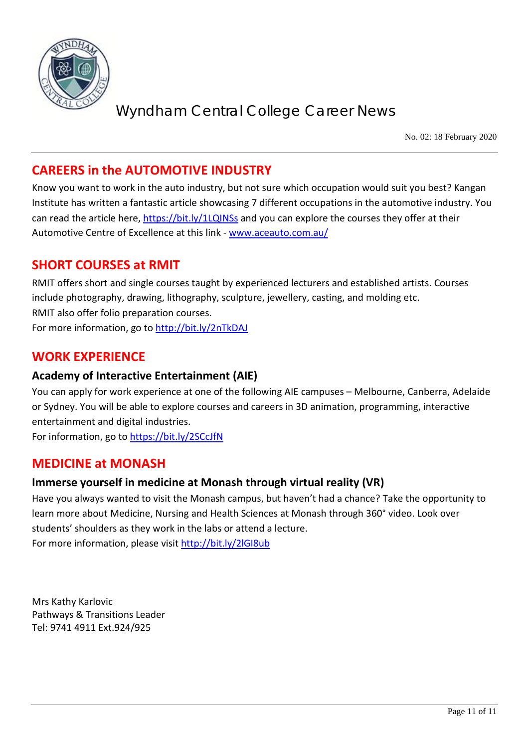# Wyndham Central College Career News

No. 02: 18 February 2020

## CAREERS in the AUTOMOTIVE INDUSTRY

Know you want to work in the auto industry, but not sure which occupation would suit you best? Kangan Institute has written a fantastic article showcasing 7 different occupations in the automotive industry. You can read the article here, https://bit.ly/1LQINSs and you can explore the courses they offer at their Automotive Centre of Excellence at this link - www.aceauto.com.au/

## SHORT COURSES at RMIT

RMIT offers short and single courses taught by experienced lecturers and established artists. Courses include photography, drawing, lithography, sculpture, jewellery, casting, and molding etc.
RMIT also offer folio preparation courses.
For more information, go to http://bit.ly/2nTkDAJ

## WORK EXPERIENCE

### Academy of Interactive Entertainment (AIE)

You can apply for work experience at one of the following AIE campuses – Melbourne, Canberra, Adelaide or Sydney. You will be able to explore courses and careers in 3D animation, programming, interactive entertainment and digital industries.
For information, go to https://bit.ly/2SCcJfN

## MEDICINE at MONASH

### Immerse yourself in medicine at Monash through virtual reality (VR)

Have you always wanted to visit the Monash campus, but haven't had a chance? Take the opportunity to learn more about Medicine, Nursing and Health Sciences at Monash through 360° video. Look over students' shoulders as they work in the labs or attend a lecture.
For more information, please visit http://bit.ly/2lGI8ub

Mrs Kathy Karlovic
Pathways & Transitions Leader
Tel: 9741 4911 Ext.924/925